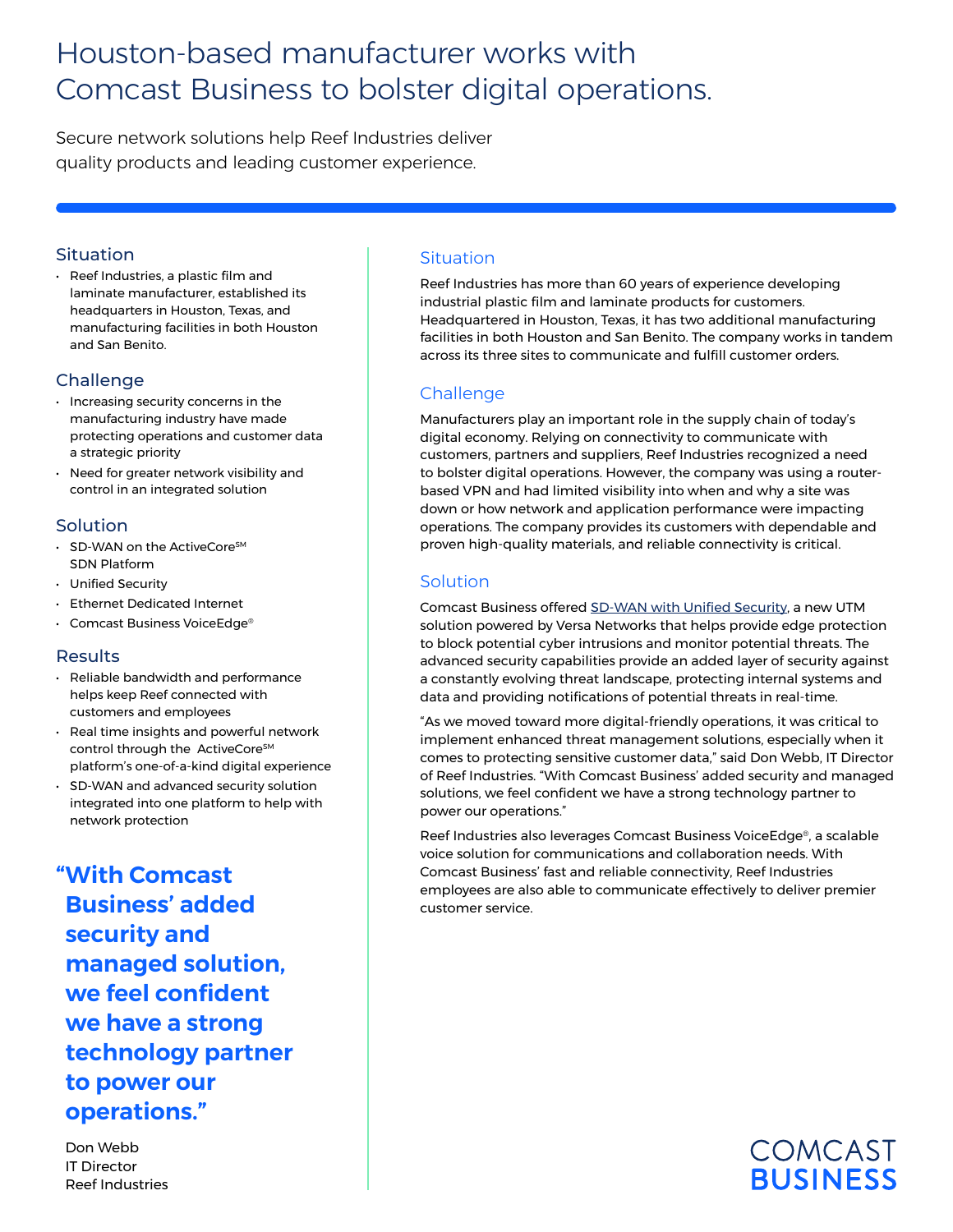# Houston-based manufacturer works with Comcast Business to bolster digital operations.

Secure network solutions help Reef Industries deliver quality products and leading customer experience.

## Situation

- Reef Industries, a plastic film and laminate manufacturer, established its headquarters in Houston, Texas, and manufacturing facilities in both Houston and San Benito.

## Challenge

- Increasing security concerns in the manufacturing industry have made protecting operations and customer data a strategic priority
- Need for greater network visibility and control in an integrated solution

## Solution

- SD-WAN on the ActiveCore℠ SDN Platform
- Unified Security
- Ethernet Dedicated Internet
- Comcast Business VoiceEdge®

## Results

- Reliable bandwidth and performance helps keep Reef connected with customers and employees
- Real time insights and powerful network control through the ActiveCore℠ platform's one-of-a-kind digital experience
- SD-WAN and advanced security solution integrated into one platform to help with network protection

**"With Comcast Business' added security and managed solution, we feel confident we have a strong technology partner to power our operations."**

Don Webb
IT Director
Reef Industries

## Situation

Reef Industries has more than 60 years of experience developing industrial plastic film and laminate products for customers. Headquartered in Houston, Texas, it has two additional manufacturing facilities in both Houston and San Benito. The company works in tandem across its three sites to communicate and fulfill customer orders.

## Challenge

Manufacturers play an important role in the supply chain of today's digital economy. Relying on connectivity to communicate with customers, partners and suppliers, Reef Industries recognized a need to bolster digital operations. However, the company was using a router-based VPN and had limited visibility into when and why a site was down or how network and application performance were impacting operations. The company provides its customers with dependable and proven high-quality materials, and reliable connectivity is critical.

## Solution

Comcast Business offered SD-WAN with Unified Security, a new UTM solution powered by Versa Networks that helps provide edge protection to block potential cyber intrusions and monitor potential threats. The advanced security capabilities provide an added layer of security against a constantly evolving threat landscape, protecting internal systems and data and providing notifications of potential threats in real-time.

"As we moved toward more digital-friendly operations, it was critical to implement enhanced threat management solutions, especially when it comes to protecting sensitive customer data," said Don Webb, IT Director of Reef Industries. "With Comcast Business' added security and managed solutions, we feel confident we have a strong technology partner to power our operations."

Reef Industries also leverages Comcast Business VoiceEdge®, a scalable voice solution for communications and collaboration needs. With Comcast Business' fast and reliable connectivity, Reef Industries employees are also able to communicate effectively to deliver premier customer service.

COMCAST BUSINESS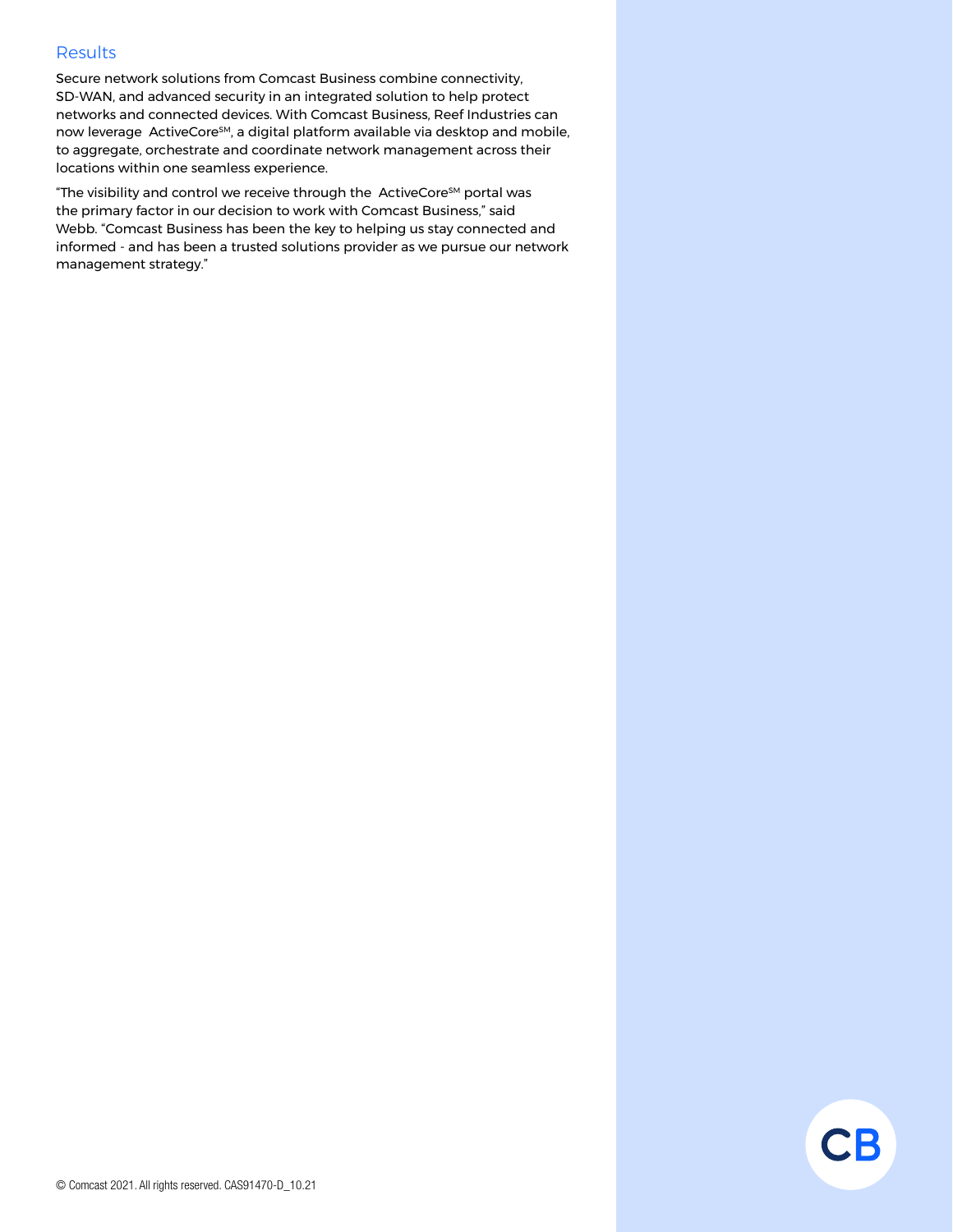## Results

Secure network solutions from Comcast Business combine connectivity, SD-WAN, and advanced security in an integrated solution to help protect networks and connected devices. With Comcast Business, Reef Industries can now leverage ActiveCore℠, a digital platform available via desktop and mobile, to aggregate, orchestrate and coordinate network management across their locations within one seamless experience.

"The visibility and control we receive through the ActiveCore℠ portal was the primary factor in our decision to work with Comcast Business," said Webb. "Comcast Business has been the key to helping us stay connected and informed - and has been a trusted solutions provider as we pursue our network management strategy."

© Comcast 2021. All rights reserved. CAS91470-D_10.21